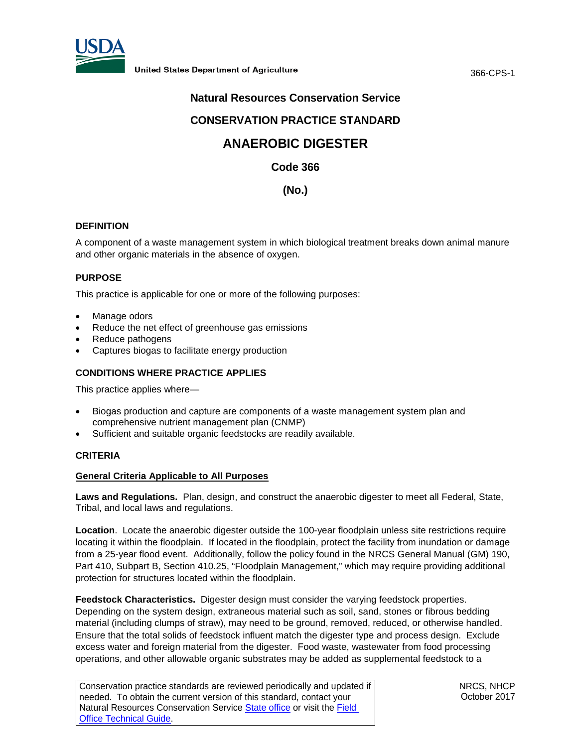# Natural Resources Conservation Service

## CONSERVATION PRACTICE STANDARD

# ANAEROBIC DIGESTER

## Code 366

## (No.)

### DEFINITION

A component of a waste management system in which biological treatment breaks down animal manure and other organic materials in the absence of oxygen.

### PURPOSE

This practice is applicable for one or more of the following purposes:

- Manage odors
- Reduce the net effect of greenhouse gas emissions
- Reduce pathogens
- Captures biogas to facilitate energy production

### CONDITIONS WHERE PRACTICE APPLIES

This practice applies where—

- Biogas production and capture are components of a waste management system plan and comprehensive nutrient management plan (CNMP)
- Sufficient and suitable organic feedstocks are readily available.

### CRITERIA

#### General Criteria Applicable to All Purposes

**Laws and Regulations.** Plan, design, and construct the anaerobic digester to meet all Federal, State, Tribal, and local laws and regulations.

**Location**. Locate the anaerobic digester outside the 100-year floodplain unless site restrictions require locating it within the floodplain. If located in the floodplain, protect the facility from inundation or damage from a 25-year flood event. Additionally, follow the policy found in the NRCS General Manual (GM) 190, Part 410, Subpart B, Section 410.25, “Floodplain Management,” which may require providing additional protection for structures located within the floodplain.

**Feedstock Characteristics.** Digester design must consider the varying feedstock properties. Depending on the system design, extraneous material such as soil, sand, stones or fibrous bedding material (including clumps of straw), may need to be ground, removed, reduced, or otherwise handled. Ensure that the total solids of feedstock influent match the digester type and process design. Exclude excess water and foreign material from the digester. Food waste, wastewater from food processing operations, and other allowable organic substrates may be added as supplemental feedstock to a

Conservation practice standards are reviewed periodically and updated if needed. To obtain the current version of this standard, contact your Natural Resources Conservation Service State office or visit the Field Office Technical Guide.

NRCS, NHCP
October 2017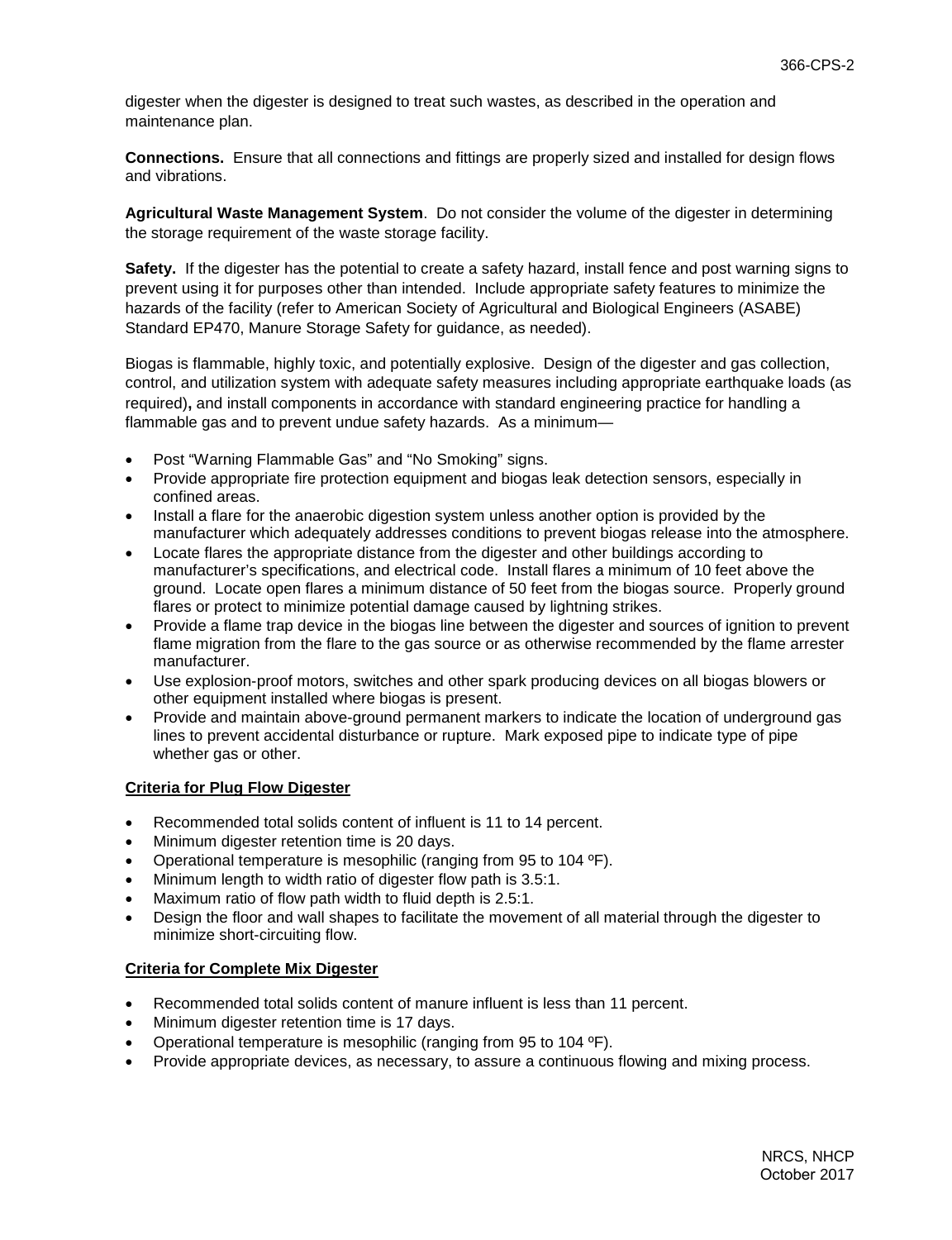digester when the digester is designed to treat such wastes, as described in the operation and maintenance plan.

**Connections.** Ensure that all connections and fittings are properly sized and installed for design flows and vibrations.

**Agricultural Waste Management System**. Do not consider the volume of the digester in determining the storage requirement of the waste storage facility.

**Safety.** If the digester has the potential to create a safety hazard, install fence and post warning signs to prevent using it for purposes other than intended. Include appropriate safety features to minimize the hazards of the facility (refer to American Society of Agricultural and Biological Engineers (ASABE) Standard EP470, Manure Storage Safety for guidance, as needed).

Biogas is flammable, highly toxic, and potentially explosive. Design of the digester and gas collection, control, and utilization system with adequate safety measures including appropriate earthquake loads (as required)**,** and install components in accordance with standard engineering practice for handling a flammable gas and to prevent undue safety hazards. As a minimum—

- Post "Warning Flammable Gas" and "No Smoking" signs.
- Provide appropriate fire protection equipment and biogas leak detection sensors, especially in confined areas.
- Install a flare for the anaerobic digestion system unless another option is provided by the manufacturer which adequately addresses conditions to prevent biogas release into the atmosphere.
- Locate flares the appropriate distance from the digester and other buildings according to manufacturer's specifications, and electrical code. Install flares a minimum of 10 feet above the ground. Locate open flares a minimum distance of 50 feet from the biogas source. Properly ground flares or protect to minimize potential damage caused by lightning strikes.
- Provide a flame trap device in the biogas line between the digester and sources of ignition to prevent flame migration from the flare to the gas source or as otherwise recommended by the flame arrester manufacturer.
- Use explosion-proof motors, switches and other spark producing devices on all biogas blowers or other equipment installed where biogas is present.
- Provide and maintain above-ground permanent markers to indicate the location of underground gas lines to prevent accidental disturbance or rupture. Mark exposed pipe to indicate type of pipe whether gas or other.

**Criteria for Plug Flow Digester**

- Recommended total solids content of influent is 11 to 14 percent.
- Minimum digester retention time is 20 days.
- Operational temperature is mesophilic (ranging from 95 to 104 ºF).
- Minimum length to width ratio of digester flow path is 3.5:1.
- Maximum ratio of flow path width to fluid depth is 2.5:1.
- Design the floor and wall shapes to facilitate the movement of all material through the digester to minimize short-circuiting flow.

**Criteria for Complete Mix Digester**

- Recommended total solids content of manure influent is less than 11 percent.
- Minimum digester retention time is 17 days.
- Operational temperature is mesophilic (ranging from 95 to 104 ºF).
- Provide appropriate devices, as necessary, to assure a continuous flowing and mixing process.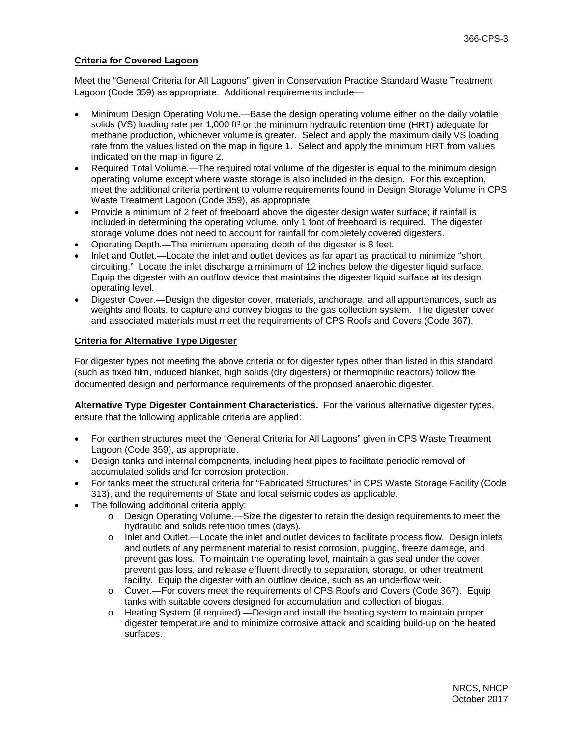**Criteria for Covered Lagoon**

Meet the "General Criteria for All Lagoons" given in Conservation Practice Standard Waste Treatment Lagoon (Code 359) as appropriate. Additional requirements include—

- Minimum Design Operating Volume.—Base the design operating volume either on the daily volatile solids (VS) loading rate per 1,000 $ft^3$ or the minimum hydraulic retention time (HRT) adequate for methane production, whichever volume is greater. Select and apply the maximum daily VS loading rate from the values listed on the map in figure 1. Select and apply the minimum HRT from values indicated on the map in figure 2.
- Required Total Volume.—The required total volume of the digester is equal to the minimum design operating volume except where waste storage is also included in the design. For this exception, meet the additional criteria pertinent to volume requirements found in Design Storage Volume in CPS Waste Treatment Lagoon (Code 359), as appropriate.
- Provide a minimum of 2 feet of freeboard above the digester design water surface; if rainfall is included in determining the operating volume, only 1 foot of freeboard is required. The digester storage volume does not need to account for rainfall for completely covered digesters.
- Operating Depth.—The minimum operating depth of the digester is 8 feet.
- Inlet and Outlet.—Locate the inlet and outlet devices as far apart as practical to minimize "short circuiting." Locate the inlet discharge a minimum of 12 inches below the digester liquid surface. Equip the digester with an outflow device that maintains the digester liquid surface at its design operating level.
- Digester Cover.—Design the digester cover, materials, anchorage, and all appurtenances, such as weights and floats, to capture and convey biogas to the gas collection system. The digester cover and associated materials must meet the requirements of CPS Roofs and Covers (Code 367).

**Criteria for Alternative Type Digester**

For digester types not meeting the above criteria or for digester types other than listed in this standard (such as fixed film, induced blanket, high solids (dry digesters) or thermophilic reactors) follow the documented design and performance requirements of the proposed anaerobic digester.

**Alternative Type Digester Containment Characteristics.** For the various alternative digester types, ensure that the following applicable criteria are applied:

- For earthen structures meet the "General Criteria for All Lagoons" given in CPS Waste Treatment Lagoon (Code 359), as appropriate.
- Design tanks and internal components, including heat pipes to facilitate periodic removal of accumulated solids and for corrosion protection.
- For tanks meet the structural criteria for "Fabricated Structures" in CPS Waste Storage Facility (Code 313), and the requirements of State and local seismic codes as applicable.
- The following additional criteria apply:
  - Design Operating Volume.—Size the digester to retain the design requirements to meet the hydraulic and solids retention times (days).
  - Inlet and Outlet.—Locate the inlet and outlet devices to facilitate process flow. Design inlets and outlets of any permanent material to resist corrosion, plugging, freeze damage, and prevent gas loss. To maintain the operating level, maintain a gas seal under the cover, prevent gas loss, and release effluent directly to separation, storage, or other treatment facility. Equip the digester with an outflow device, such as an underflow weir.
  - Cover.—For covers meet the requirements of CPS Roofs and Covers (Code 367). Equip tanks with suitable covers designed for accumulation and collection of biogas.
  - Heating System (if required).—Design and install the heating system to maintain proper digester temperature and to minimize corrosive attack and scalding build-up on the heated surfaces.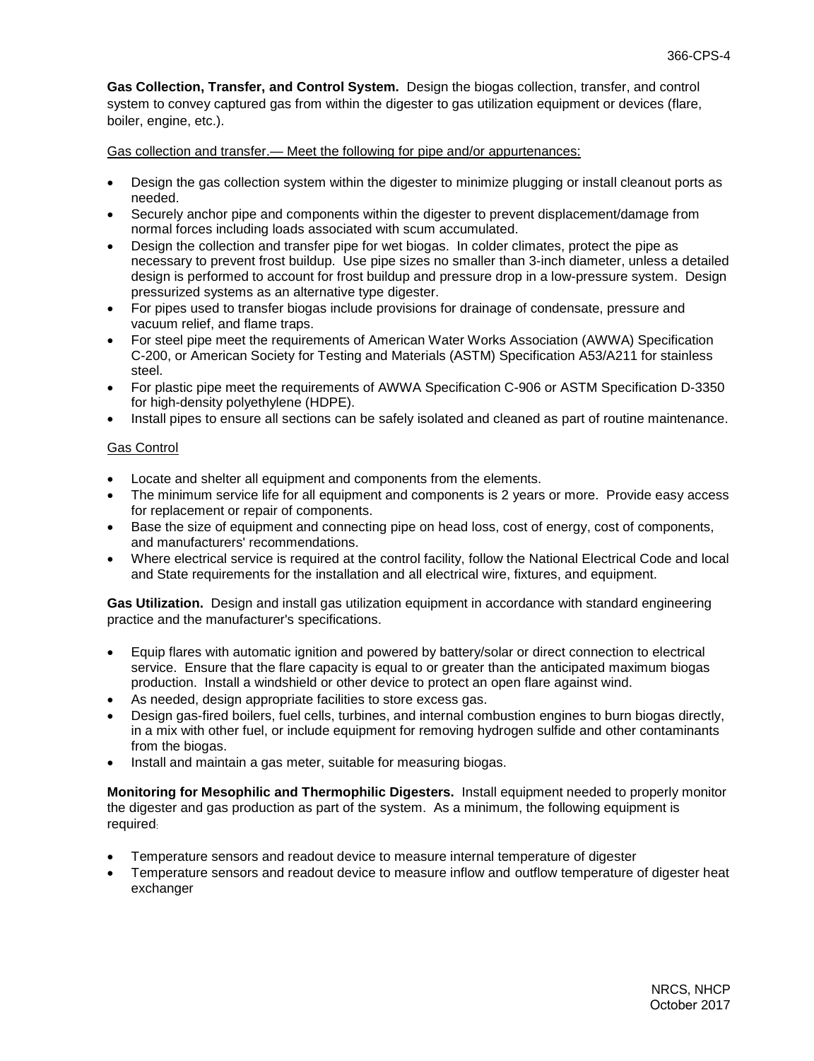**Gas Collection, Transfer, and Control System.** Design the biogas collection, transfer, and control system to convey captured gas from within the digester to gas utilization equipment or devices (flare, boiler, engine, etc.).

Gas collection and transfer.— Meet the following for pipe and/or appurtenances:

- Design the gas collection system within the digester to minimize plugging or install cleanout ports as needed.
- Securely anchor pipe and components within the digester to prevent displacement/damage from normal forces including loads associated with scum accumulated.
- Design the collection and transfer pipe for wet biogas. In colder climates, protect the pipe as necessary to prevent frost buildup. Use pipe sizes no smaller than 3-inch diameter, unless a detailed design is performed to account for frost buildup and pressure drop in a low-pressure system. Design pressurized systems as an alternative type digester.
- For pipes used to transfer biogas include provisions for drainage of condensate, pressure and vacuum relief, and flame traps.
- For steel pipe meet the requirements of American Water Works Association (AWWA) Specification C-200, or American Society for Testing and Materials (ASTM) Specification A53/A211 for stainless steel.
- For plastic pipe meet the requirements of AWWA Specification C-906 or ASTM Specification D-3350 for high-density polyethylene (HDPE).
- Install pipes to ensure all sections can be safely isolated and cleaned as part of routine maintenance.

Gas Control

- Locate and shelter all equipment and components from the elements.
- The minimum service life for all equipment and components is 2 years or more. Provide easy access for replacement or repair of components.
- Base the size of equipment and connecting pipe on head loss, cost of energy, cost of components, and manufacturers' recommendations.
- Where electrical service is required at the control facility, follow the National Electrical Code and local and State requirements for the installation and all electrical wire, fixtures, and equipment.

**Gas Utilization.** Design and install gas utilization equipment in accordance with standard engineering practice and the manufacturer's specifications.

- Equip flares with automatic ignition and powered by battery/solar or direct connection to electrical service. Ensure that the flare capacity is equal to or greater than the anticipated maximum biogas production. Install a windshield or other device to protect an open flare against wind.
- As needed, design appropriate facilities to store excess gas.
- Design gas-fired boilers, fuel cells, turbines, and internal combustion engines to burn biogas directly, in a mix with other fuel, or include equipment for removing hydrogen sulfide and other contaminants from the biogas.
- Install and maintain a gas meter, suitable for measuring biogas.

**Monitoring for Mesophilic and Thermophilic Digesters.** Install equipment needed to properly monitor the digester and gas production as part of the system. As a minimum, the following equipment is required:

- Temperature sensors and readout device to measure internal temperature of digester
- Temperature sensors and readout device to measure inflow and outflow temperature of digester heat exchanger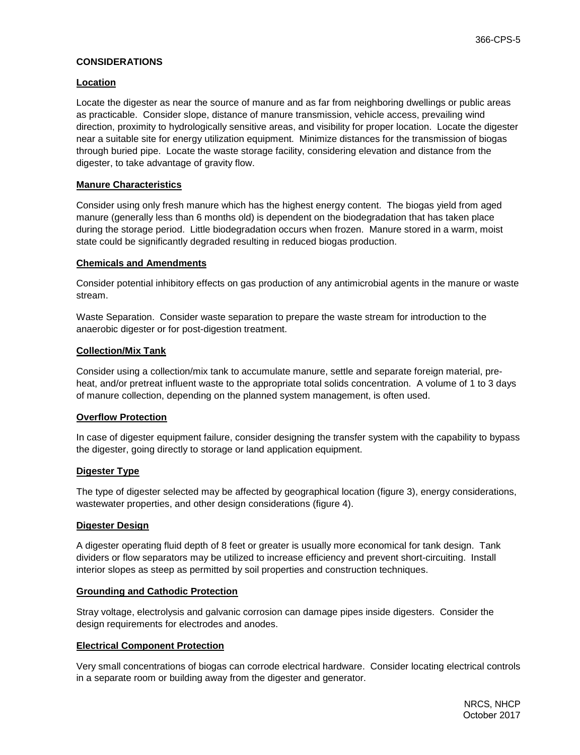## CONSIDERATIONS

### Location

Locate the digester as near the source of manure and as far from neighboring dwellings or public areas as practicable. Consider slope, distance of manure transmission, vehicle access, prevailing wind direction, proximity to hydrologically sensitive areas, and visibility for proper location. Locate the digester near a suitable site for energy utilization equipment. Minimize distances for the transmission of biogas through buried pipe. Locate the waste storage facility, considering elevation and distance from the digester, to take advantage of gravity flow.

### Manure Characteristics

Consider using only fresh manure which has the highest energy content. The biogas yield from aged manure (generally less than 6 months old) is dependent on the biodegradation that has taken place during the storage period. Little biodegradation occurs when frozen. Manure stored in a warm, moist state could be significantly degraded resulting in reduced biogas production.

### Chemicals and Amendments

Consider potential inhibitory effects on gas production of any antimicrobial agents in the manure or waste stream.

Waste Separation. Consider waste separation to prepare the waste stream for introduction to the anaerobic digester or for post-digestion treatment.

### Collection/Mix Tank

Consider using a collection/mix tank to accumulate manure, settle and separate foreign material, pre-heat, and/or pretreat influent waste to the appropriate total solids concentration. A volume of 1 to 3 days of manure collection, depending on the planned system management, is often used.

### Overflow Protection

In case of digester equipment failure, consider designing the transfer system with the capability to bypass the digester, going directly to storage or land application equipment.

### Digester Type

The type of digester selected may be affected by geographical location (figure 3), energy considerations, wastewater properties, and other design considerations (figure 4).

### Digester Design

A digester operating fluid depth of 8 feet or greater is usually more economical for tank design. Tank dividers or flow separators may be utilized to increase efficiency and prevent short-circuiting. Install interior slopes as steep as permitted by soil properties and construction techniques.

### Grounding and Cathodic Protection

Stray voltage, electrolysis and galvanic corrosion can damage pipes inside digesters. Consider the design requirements for electrodes and anodes.

### Electrical Component Protection

Very small concentrations of biogas can corrode electrical hardware. Consider locating electrical controls in a separate room or building away from the digester and generator.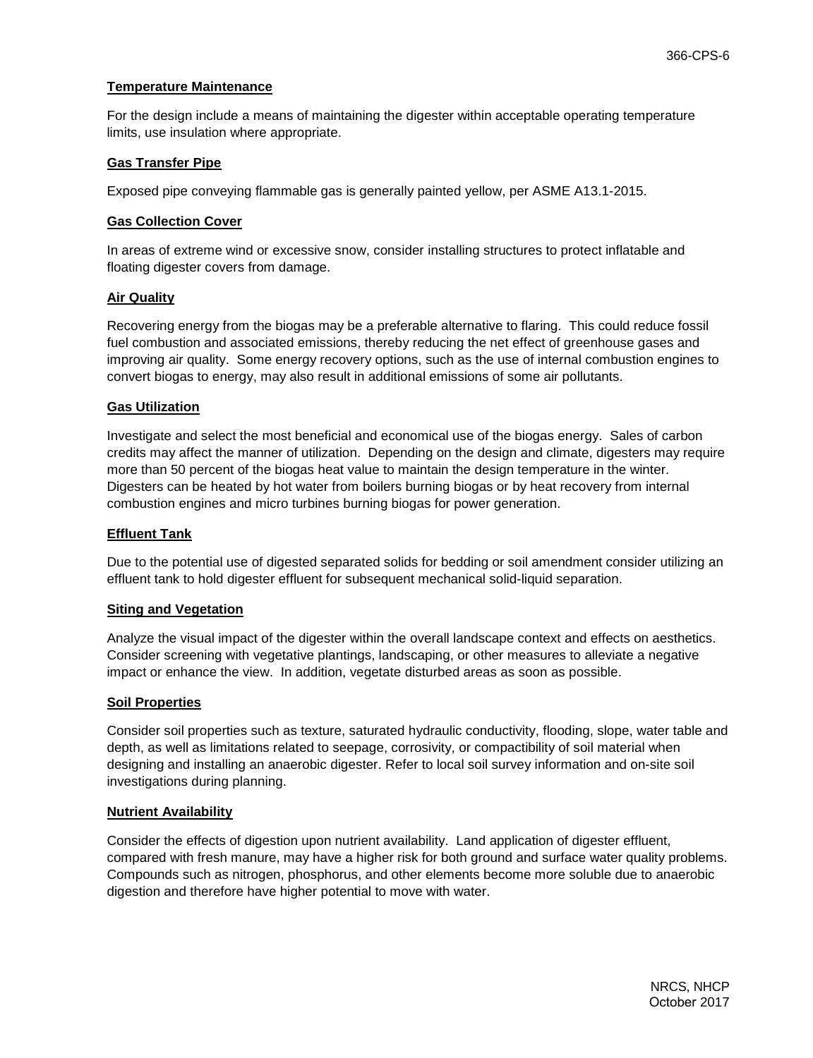**Temperature Maintenance**

For the design include a means of maintaining the digester within acceptable operating temperature limits, use insulation where appropriate.

**Gas Transfer Pipe**

Exposed pipe conveying flammable gas is generally painted yellow, per ASME A13.1-2015.

**Gas Collection Cover**

In areas of extreme wind or excessive snow, consider installing structures to protect inflatable and floating digester covers from damage.

**Air Quality**

Recovering energy from the biogas may be a preferable alternative to flaring. This could reduce fossil fuel combustion and associated emissions, thereby reducing the net effect of greenhouse gases and improving air quality. Some energy recovery options, such as the use of internal combustion engines to convert biogas to energy, may also result in additional emissions of some air pollutants.

**Gas Utilization**

Investigate and select the most beneficial and economical use of the biogas energy. Sales of carbon credits may affect the manner of utilization. Depending on the design and climate, digesters may require more than 50 percent of the biogas heat value to maintain the design temperature in the winter. Digesters can be heated by hot water from boilers burning biogas or by heat recovery from internal combustion engines and micro turbines burning biogas for power generation.

**Effluent Tank**

Due to the potential use of digested separated solids for bedding or soil amendment consider utilizing an effluent tank to hold digester effluent for subsequent mechanical solid-liquid separation.

**Siting and Vegetation**

Analyze the visual impact of the digester within the overall landscape context and effects on aesthetics. Consider screening with vegetative plantings, landscaping, or other measures to alleviate a negative impact or enhance the view. In addition, vegetate disturbed areas as soon as possible.

**Soil Properties**

Consider soil properties such as texture, saturated hydraulic conductivity, flooding, slope, water table and depth, as well as limitations related to seepage, corrosivity, or compactibility of soil material when designing and installing an anaerobic digester. Refer to local soil survey information and on-site soil investigations during planning.

**Nutrient Availability**

Consider the effects of digestion upon nutrient availability. Land application of digester effluent, compared with fresh manure, may have a higher risk for both ground and surface water quality problems. Compounds such as nitrogen, phosphorus, and other elements become more soluble due to anaerobic digestion and therefore have higher potential to move with water.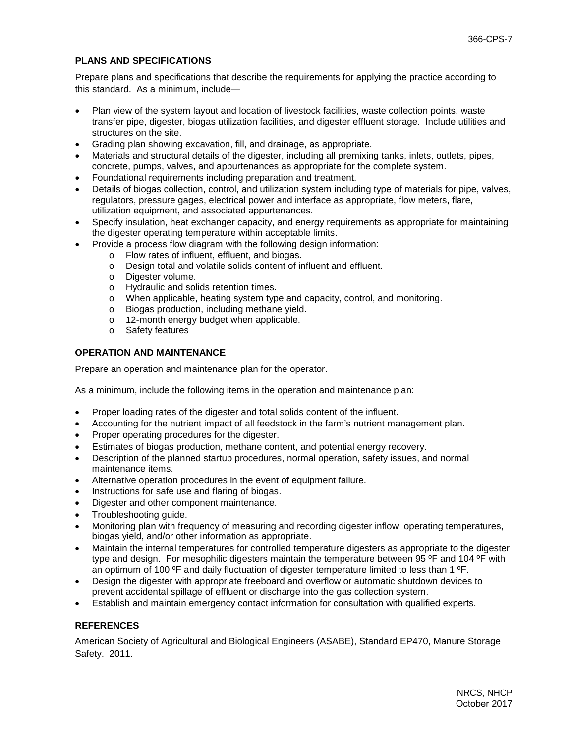## PLANS AND SPECIFICATIONS

Prepare plans and specifications that describe the requirements for applying the practice according to this standard. As a minimum, include—

- Plan view of the system layout and location of livestock facilities, waste collection points, waste transfer pipe, digester, biogas utilization facilities, and digester effluent storage. Include utilities and structures on the site.
- Grading plan showing excavation, fill, and drainage, as appropriate.
- Materials and structural details of the digester, including all premixing tanks, inlets, outlets, pipes, concrete, pumps, valves, and appurtenances as appropriate for the complete system.
- Foundational requirements including preparation and treatment.
- Details of biogas collection, control, and utilization system including type of materials for pipe, valves, regulators, pressure gages, electrical power and interface as appropriate, flow meters, flare, utilization equipment, and associated appurtenances.
- Specify insulation, heat exchanger capacity, and energy requirements as appropriate for maintaining the digester operating temperature within acceptable limits.
- Provide a process flow diagram with the following design information:
  - Flow rates of influent, effluent, and biogas.
  - Design total and volatile solids content of influent and effluent.
  - Digester volume.
  - Hydraulic and solids retention times.
  - When applicable, heating system type and capacity, control, and monitoring.
  - Biogas production, including methane yield.
  - 12-month energy budget when applicable.
  - Safety features

## OPERATION AND MAINTENANCE

Prepare an operation and maintenance plan for the operator.

As a minimum, include the following items in the operation and maintenance plan:

- Proper loading rates of the digester and total solids content of the influent.
- Accounting for the nutrient impact of all feedstock in the farm's nutrient management plan.
- Proper operating procedures for the digester.
- Estimates of biogas production, methane content, and potential energy recovery.
- Description of the planned startup procedures, normal operation, safety issues, and normal maintenance items.
- Alternative operation procedures in the event of equipment failure.
- Instructions for safe use and flaring of biogas.
- Digester and other component maintenance.
- Troubleshooting guide.
- Monitoring plan with frequency of measuring and recording digester inflow, operating temperatures, biogas yield, and/or other information as appropriate.
- Maintain the internal temperatures for controlled temperature digesters as appropriate to the digester type and design. For mesophilic digesters maintain the temperature between 95 ºF and 104 ºF with an optimum of 100 ºF and daily fluctuation of digester temperature limited to less than 1 ºF.
- Design the digester with appropriate freeboard and overflow or automatic shutdown devices to prevent accidental spillage of effluent or discharge into the gas collection system.
- Establish and maintain emergency contact information for consultation with qualified experts.

## REFERENCES

American Society of Agricultural and Biological Engineers (ASABE), Standard EP470, Manure Storage Safety. 2011.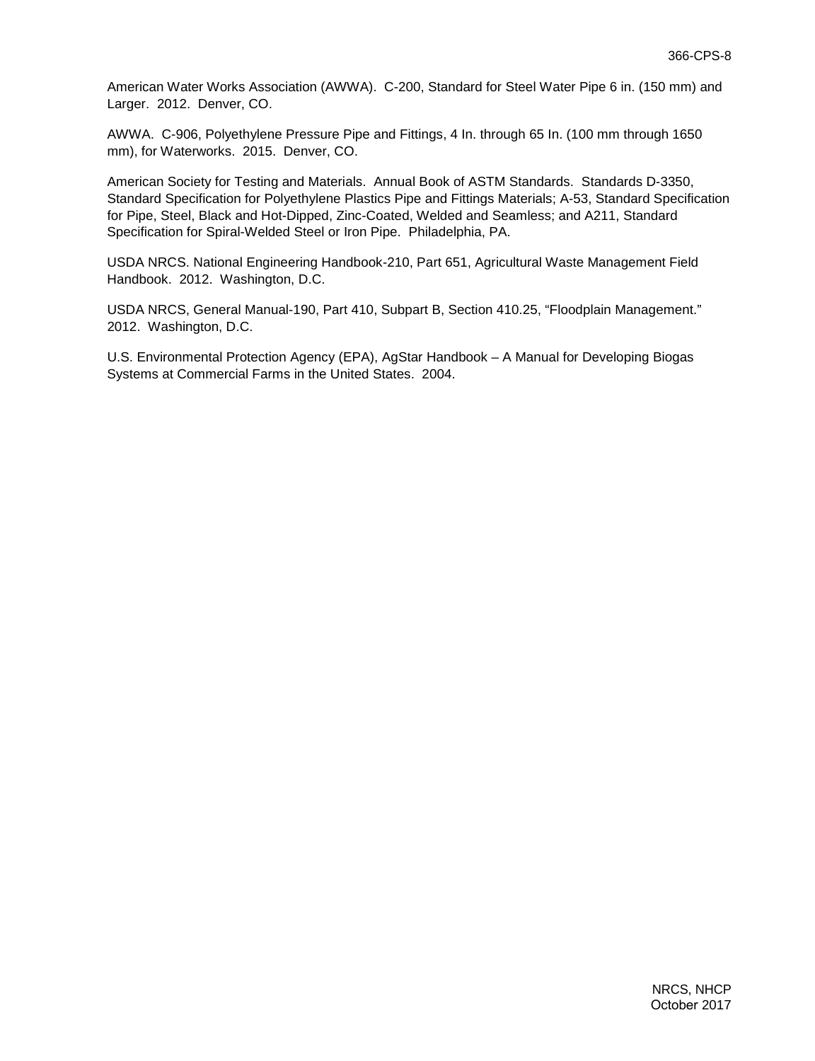American Water Works Association (AWWA). C-200, Standard for Steel Water Pipe 6 in. (150 mm) and Larger. 2012. Denver, CO.

AWWA. C-906, Polyethylene Pressure Pipe and Fittings, 4 In. through 65 In. (100 mm through 1650 mm), for Waterworks. 2015. Denver, CO.

American Society for Testing and Materials. Annual Book of ASTM Standards. Standards D-3350, Standard Specification for Polyethylene Plastics Pipe and Fittings Materials; A-53, Standard Specification for Pipe, Steel, Black and Hot-Dipped, Zinc-Coated, Welded and Seamless; and A211, Standard Specification for Spiral-Welded Steel or Iron Pipe. Philadelphia, PA.

USDA NRCS. National Engineering Handbook-210, Part 651, Agricultural Waste Management Field Handbook. 2012. Washington, D.C.

USDA NRCS, General Manual-190, Part 410, Subpart B, Section 410.25, "Floodplain Management." 2012. Washington, D.C.

U.S. Environmental Protection Agency (EPA), AgStar Handbook – A Manual for Developing Biogas Systems at Commercial Farms in the United States. 2004.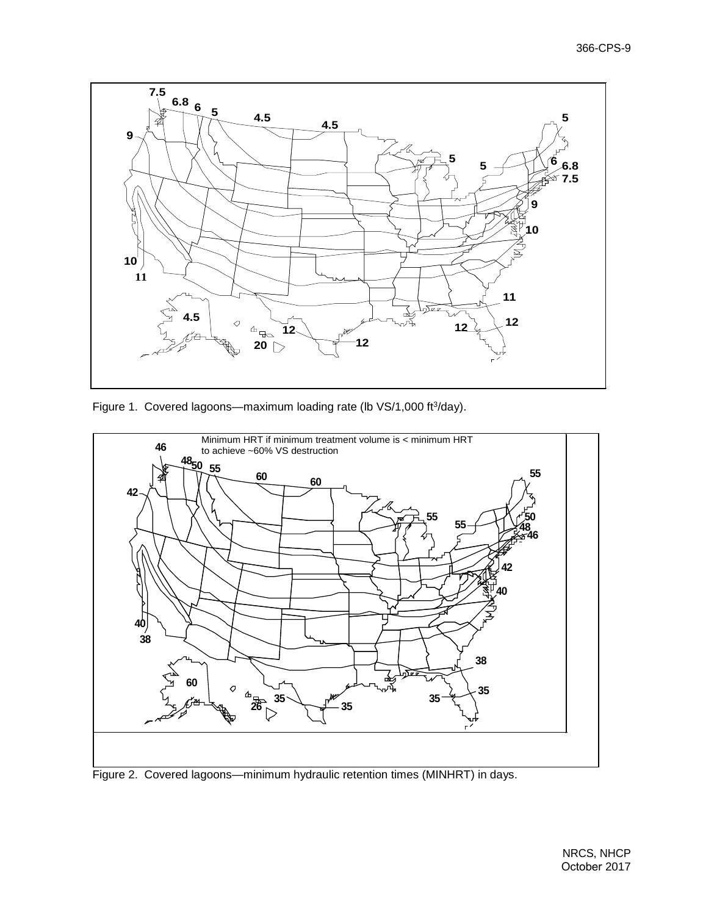Figure 1. Covered lagoons—maximum loading rate (lb VS/1,000 ft$^3$/day).

Figure 2. Covered lagoons—minimum hydraulic retention times (MINHRT) in days.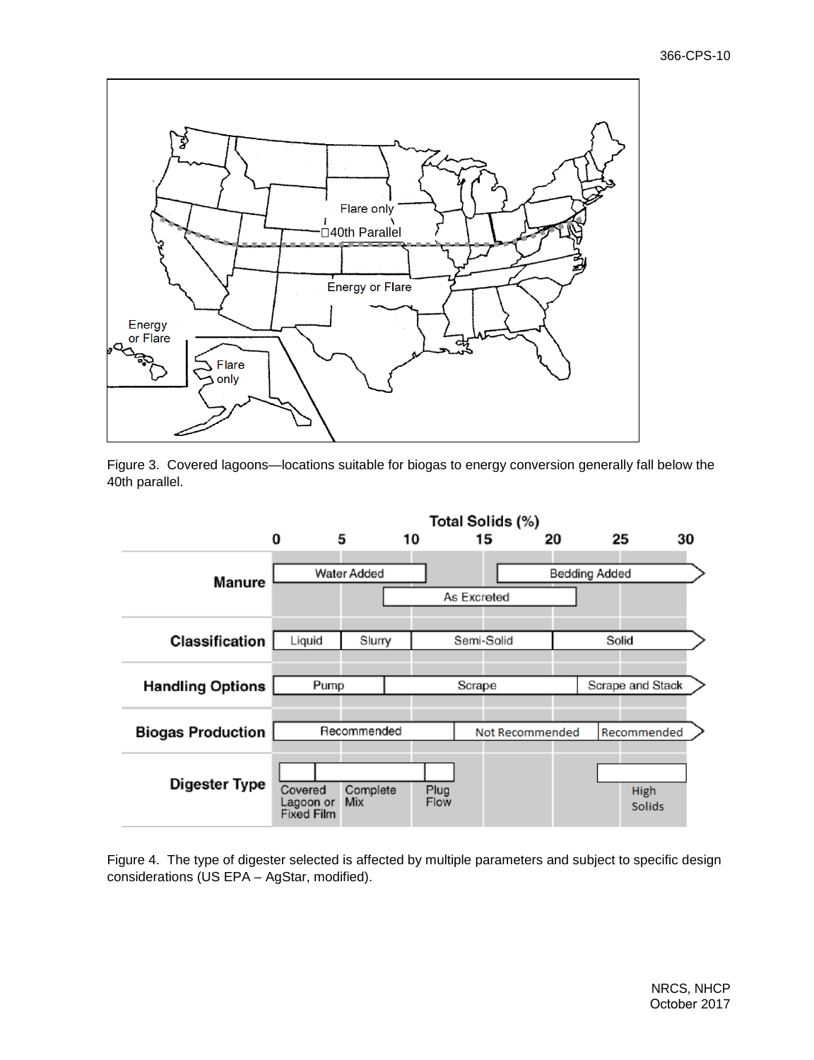Flare only

40th Parallel

Energy or Flare

Energy or Flare

Flare only

Figure 3. Covered lagoons—locations suitable for biogas to energy conversion generally fall below the 40th parallel.

Total Solids (%)

0 5 10 15 20 25 30

Manure

Water Added

Bedding Added

As Excreted

Classification

Liquid

Slurry

Semi-Solid

Solid

Handling Options

Pump

Scrape

Scrape and Stack

Biogas Production

Recommended

Not Recommended

Recommended

Digester Type

Covered Lagoon or Fixed Film

Complete Mix

Plug Flow

High Solids

Figure 4. The type of digester selected is affected by multiple parameters and subject to specific design considerations (US EPA – AgStar, modified).